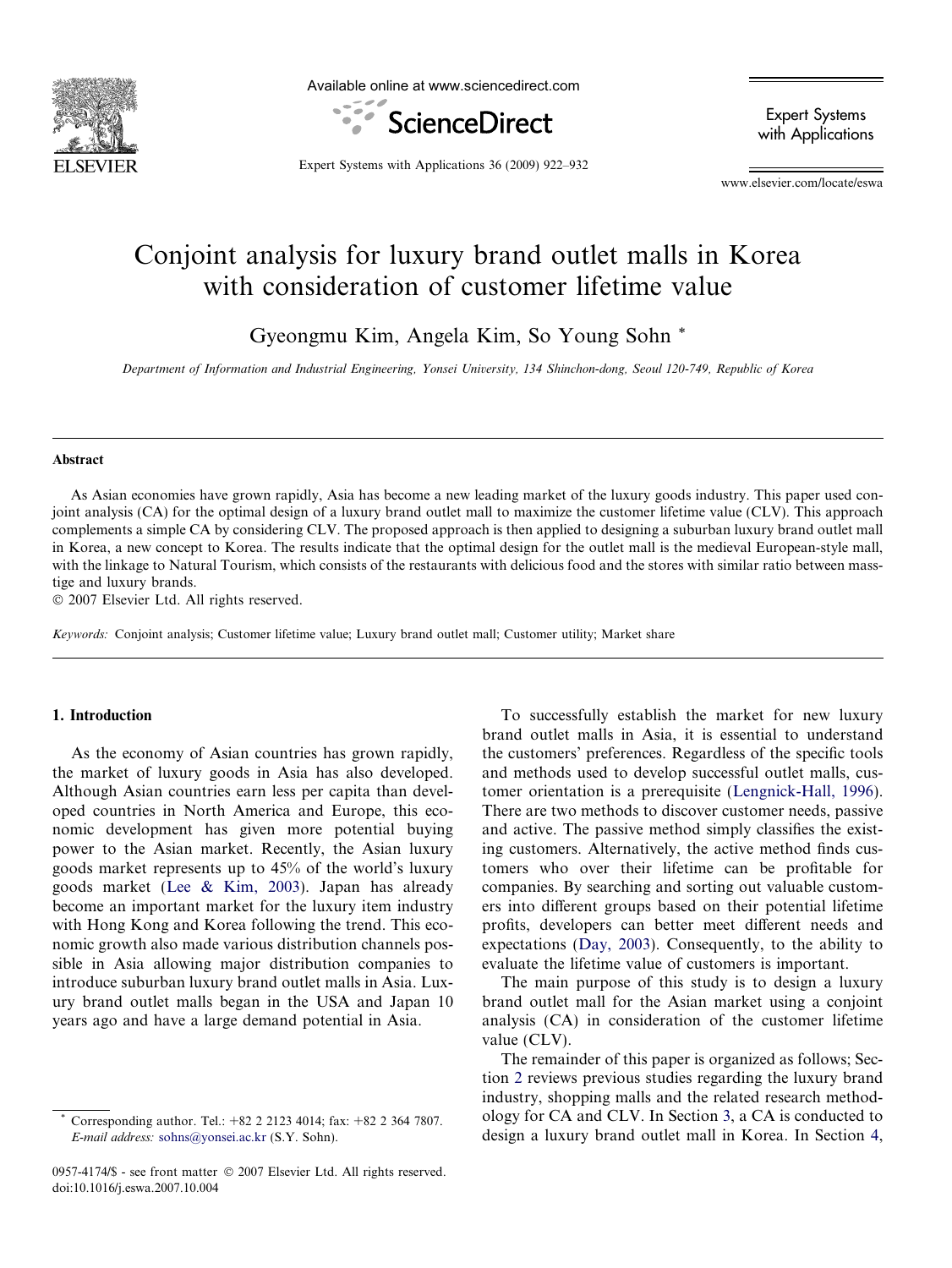# Conjoint analysis for luxury brand outlet malls in Korea with consideration of customer lifetime value

Gyeongmu Kim, Angela Kim, So Young Sohn *

*Department of Information and Industrial Engineering, Yonsei University, 134 Shinchon-dong, Seoul 120-749, Republic of Korea*

## Abstract

As Asian economies have grown rapidly, Asia has become a new leading market of the luxury goods industry. This paper used conjoint analysis (CA) for the optimal design of a luxury brand outlet mall to maximize the customer lifetime value (CLV). This approach complements a simple CA by considering CLV. The proposed approach is then applied to designing a suburban luxury brand outlet mall in Korea, a new concept to Korea. The results indicate that the optimal design for the outlet mall is the medieval European-style mall, with the linkage to Natural Tourism, which consists of the restaurants with delicious food and the stores with similar ratio between masstige and luxury brands.

© 2007 Elsevier Ltd. All rights reserved.

*Keywords:* Conjoint analysis; Customer lifetime value; Luxury brand outlet mall; Customer utility; Market share

## 1. Introduction

As the economy of Asian countries has grown rapidly, the market of luxury goods in Asia has also developed. Although Asian countries earn less per capita than developed countries in North America and Europe, this economic development has given more potential buying power to the Asian market. Recently, the Asian luxury goods market represents up to 45% of the world's luxury goods market (Lee & Kim, 2003). Japan has already become an important market for the luxury item industry with Hong Kong and Korea following the trend. This economic growth also made various distribution channels possible in Asia allowing major distribution companies to introduce suburban luxury brand outlet malls in Asia. Luxury brand outlet malls began in the USA and Japan 10 years ago and have a large demand potential in Asia.

To successfully establish the market for new luxury brand outlet malls in Asia, it is essential to understand the customers' preferences. Regardless of the specific tools and methods used to develop successful outlet malls, customer orientation is a prerequisite (Lengnick-Hall, 1996). There are two methods to discover customer needs, passive and active. The passive method simply classifies the existing customers. Alternatively, the active method finds customers who over their lifetime can be profitable for companies. By searching and sorting out valuable customers into different groups based on their potential lifetime profits, developers can better meet different needs and expectations (Day, 2003). Consequently, to the ability to evaluate the lifetime value of customers is important.

The main purpose of this study is to design a luxury brand outlet mall for the Asian market using a conjoint analysis (CA) in consideration of the customer lifetime value (CLV).

The remainder of this paper is organized as follows; Section 2 reviews previous studies regarding the luxury brand industry, shopping malls and the related research methodology for CA and CLV. In Section 3, a CA is conducted to design a luxury brand outlet mall in Korea. In Section 4,

---

* Corresponding author. Tel.: +82 2 2123 4014; fax: +82 2 364 7807. *E-mail address:* sohns@yonsei.ac.kr (S.Y. Sohn).

0957-4174/$ - see front matter © 2007 Elsevier Ltd. All rights reserved.
doi:10.1016/j.eswa.2007.10.004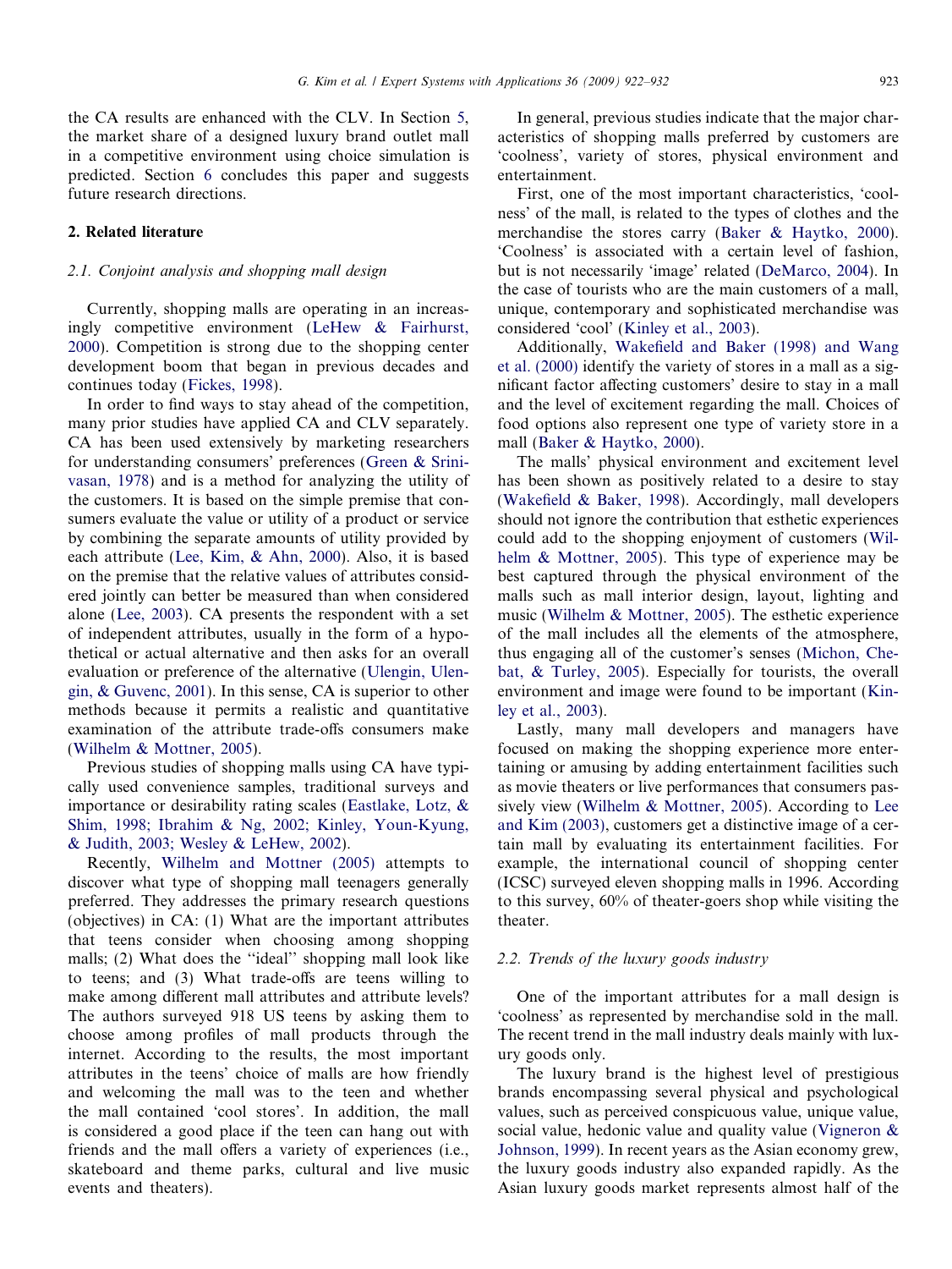the CA results are enhanced with the CLV. In Section 5, the market share of a designed luxury brand outlet mall in a competitive environment using choice simulation is predicted. Section 6 concludes this paper and suggests future research directions.

## 2. Related literature

### 2.1. Conjoint analysis and shopping mall design

Currently, shopping malls are operating in an increasingly competitive environment (LeHew & Fairhurst, 2000). Competition is strong due to the shopping center development boom that began in previous decades and continues today (Fickes, 1998).

In order to find ways to stay ahead of the competition, many prior studies have applied CA and CLV separately. CA has been used extensively by marketing researchers for understanding consumers' preferences (Green & Srinivasan, 1978) and is a method for analyzing the utility of the customers. It is based on the simple premise that consumers evaluate the value or utility of a product or service by combining the separate amounts of utility provided by each attribute (Lee, Kim, & Ahn, 2000). Also, it is based on the premise that the relative values of attributes considered jointly can better be measured than when considered alone (Lee, 2003). CA presents the respondent with a set of independent attributes, usually in the form of a hypothetical or actual alternative and then asks for an overall evaluation or preference of the alternative (Ulengin, Ulengin, & Guvenc, 2001). In this sense, CA is superior to other methods because it permits a realistic and quantitative examination of the attribute trade-offs consumers make (Wilhelm & Mottner, 2005).

Previous studies of shopping malls using CA have typically used convenience samples, traditional surveys and importance or desirability rating scales (Eastlake, Lotz, & Shim, 1998; Ibrahim & Ng, 2002; Kinley, Youn-Kyung, & Judith, 2003; Wesley & LeHew, 2002).

Recently, Wilhelm and Mottner (2005) attempts to discover what type of shopping mall teenagers generally preferred. They addresses the primary research questions (objectives) in CA: (1) What are the important attributes that teens consider when choosing among shopping malls; (2) What does the "ideal" shopping mall look like to teens; and (3) What trade-offs are teens willing to make among different mall attributes and attribute levels? The authors surveyed 918 US teens by asking them to choose among profiles of mall products through the internet. According to the results, the most important attributes in the teens' choice of malls are how friendly and welcoming the mall was to the teen and whether the mall contained 'cool stores'. In addition, the mall is considered a good place if the teen can hang out with friends and the mall offers a variety of experiences (i.e., skateboard and theme parks, cultural and live music events and theaters).

In general, previous studies indicate that the major characteristics of shopping malls preferred by customers are 'coolness', variety of stores, physical environment and entertainment.

First, one of the most important characteristics, 'coolness' of the mall, is related to the types of clothes and the merchandise the stores carry (Baker & Haytko, 2000). 'Coolness' is associated with a certain level of fashion, but is not necessarily 'image' related (DeMarco, 2004). In the case of tourists who are the main customers of a mall, unique, contemporary and sophisticated merchandise was considered 'cool' (Kinley et al., 2003).

Additionally, Wakefield and Baker (1998) and Wang et al. (2000) identify the variety of stores in a mall as a significant factor affecting customers' desire to stay in a mall and the level of excitement regarding the mall. Choices of food options also represent one type of variety store in a mall (Baker & Haytko, 2000).

The malls' physical environment and excitement level has been shown as positively related to a desire to stay (Wakefield & Baker, 1998). Accordingly, mall developers should not ignore the contribution that esthetic experiences could add to the shopping enjoyment of customers (Wilhelm & Mottner, 2005). This type of experience may be best captured through the physical environment of the malls such as mall interior design, layout, lighting and music (Wilhelm & Mottner, 2005). The esthetic experience of the mall includes all the elements of the atmosphere, thus engaging all of the customer's senses (Michon, Chebat, & Turley, 2005). Especially for tourists, the overall environment and image were found to be important (Kinley et al., 2003).

Lastly, many mall developers and managers have focused on making the shopping experience more entertaining or amusing by adding entertainment facilities such as movie theaters or live performances that consumers passively view (Wilhelm & Mottner, 2005). According to Lee and Kim (2003), customers get a distinctive image of a certain mall by evaluating its entertainment facilities. For example, the international council of shopping center (ICSC) surveyed eleven shopping malls in 1996. According to this survey, 60% of theater-goers shop while visiting the theater.

### 2.2. Trends of the luxury goods industry

One of the important attributes for a mall design is 'coolness' as represented by merchandise sold in the mall. The recent trend in the mall industry deals mainly with luxury goods only.

The luxury brand is the highest level of prestigious brands encompassing several physical and psychological values, such as perceived conspicuous value, unique value, social value, hedonic value and quality value (Vigneron & Johnson, 1999). In recent years as the Asian economy grew, the luxury goods industry also expanded rapidly. As the Asian luxury goods market represents almost half of the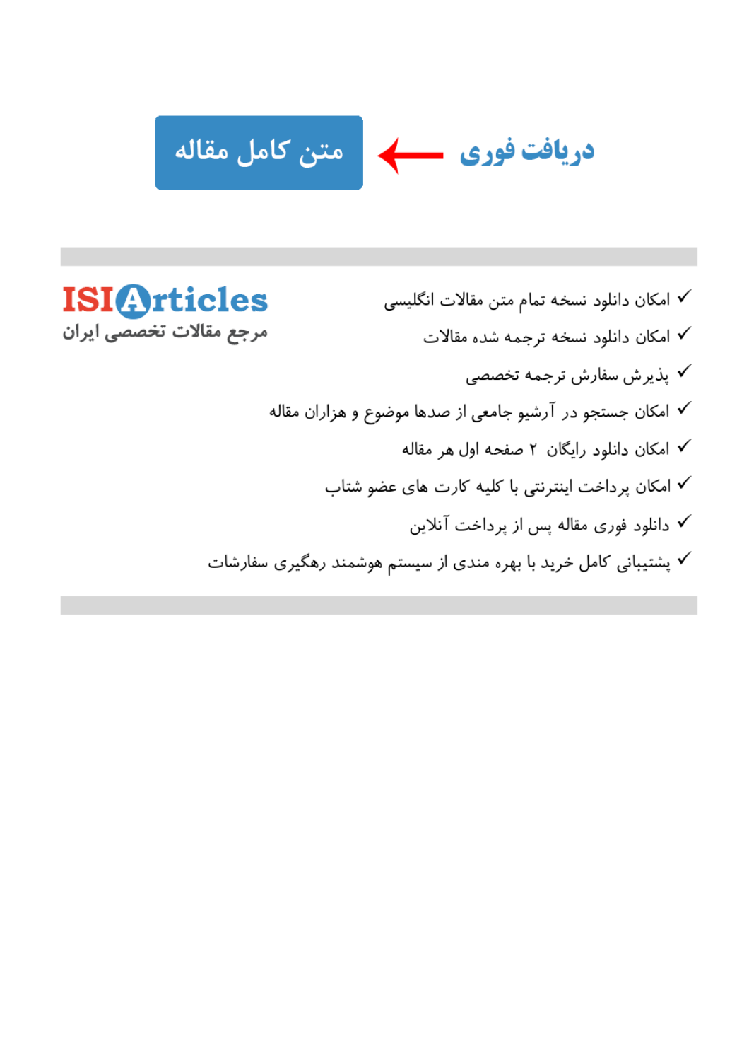دریافت فوری ← متن کامل مقاله

**ISIArticles**
مرجع مقالات تخصصی ایران

- ✓ امکان دانلود نسخه تمام متن مقالات انگلیسی
- ✓ امکان دانلود نسخه ترجمه شده مقالات
- ✓ پذیرش سفارش ترجمه تخصصی
- ✓ امکان جستجو در آرشیو جامعی از صدها موضوع و هزاران مقاله
- ✓ امکان دانلود رایگان ۲ صفحه اول هر مقاله
- ✓ امکان پرداخت اینترنتی با کلیه کارت های عضو شتاب
- ✓ دانلود فوری مقاله پس از پرداخت آنلاین
- ✓ پشتیبانی کامل خرید با بهره مندی از سیستم هوشمند رهگیری سفارشات